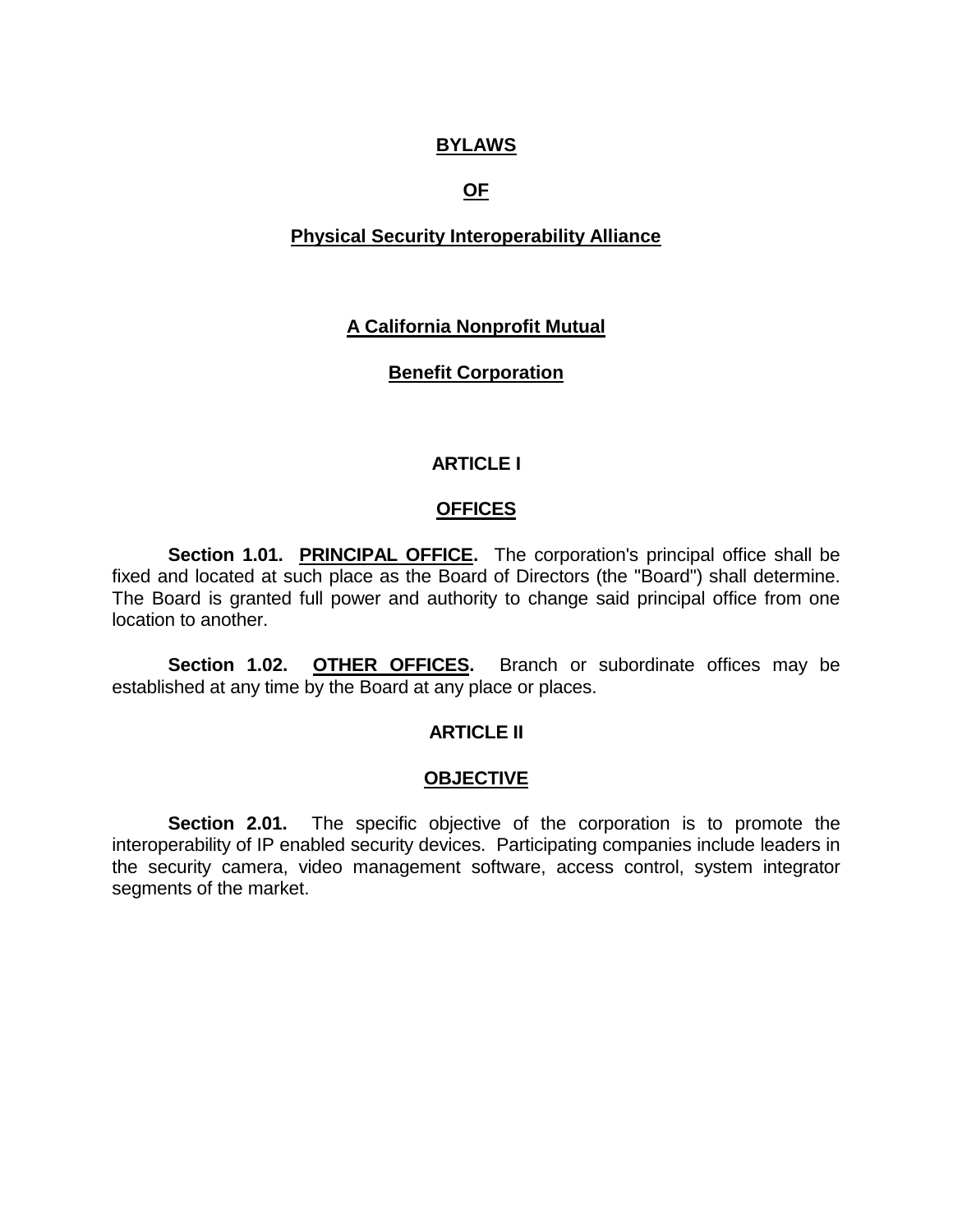# BYLAWS

# OF

# Physical Security Interoperability Alliance

## A California Nonprofit Mutual Benefit Corporation

## ARTICLE I

## OFFICES

**Section 1.01. PRINCIPAL OFFICE.** The corporation's principal office shall be fixed and located at such place as the Board of Directors (the "Board") shall determine. The Board is granted full power and authority to change said principal office from one location to another.

**Section 1.02. OTHER OFFICES.** Branch or subordinate offices may be established at any time by the Board at any place or places.

## ARTICLE II

## OBJECTIVE

**Section 2.01.** The specific objective of the corporation is to promote the interoperability of IP enabled security devices. Participating companies include leaders in the security camera, video management software, access control, system integrator segments of the market.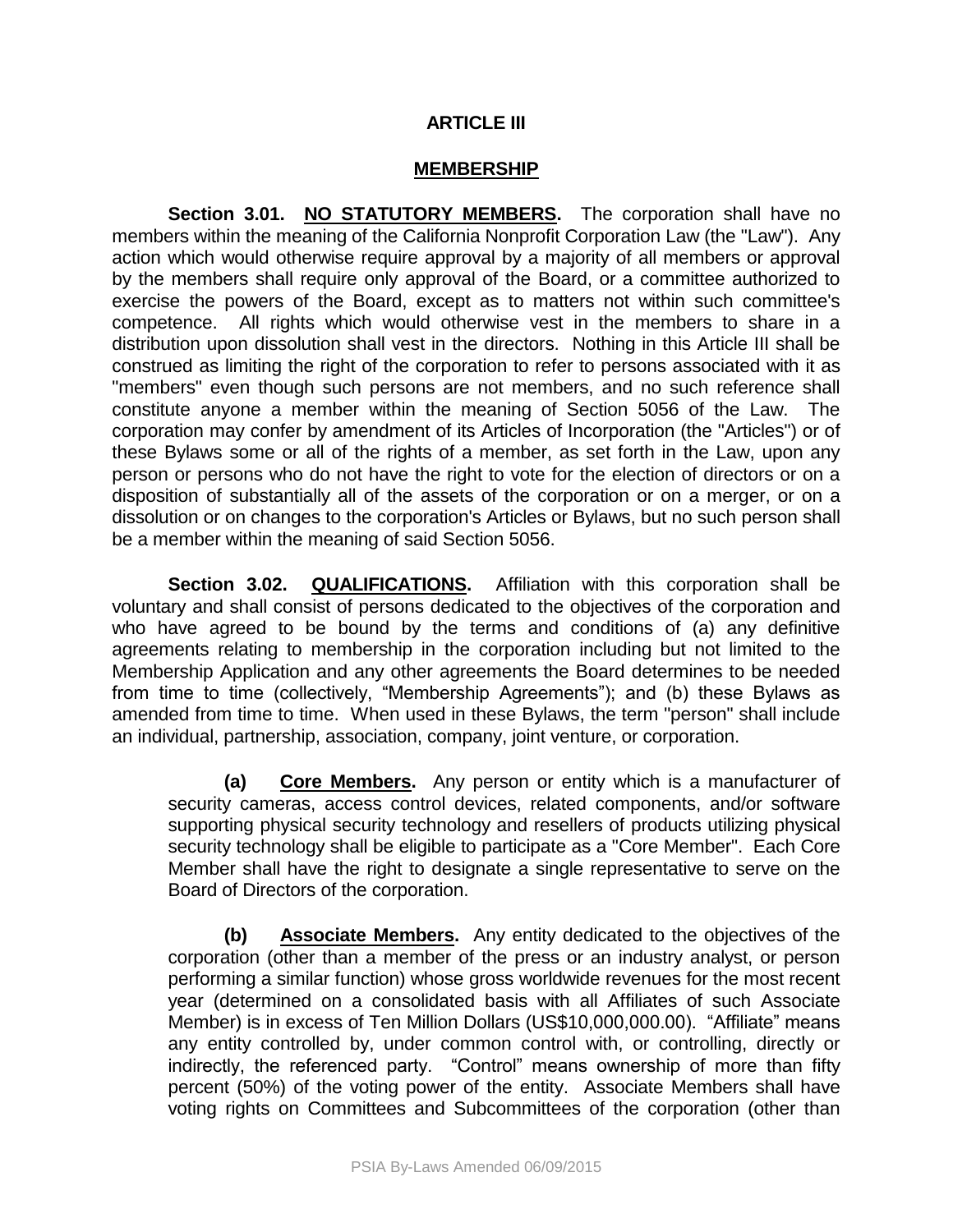## ARTICLE III

## MEMBERSHIP

**Section 3.01. NO STATUTORY MEMBERS.** The corporation shall have no members within the meaning of the California Nonprofit Corporation Law (the "Law"). Any action which would otherwise require approval by a majority of all members or approval by the members shall require only approval of the Board, or a committee authorized to exercise the powers of the Board, except as to matters not within such committee's competence. All rights which would otherwise vest in the members to share in a distribution upon dissolution shall vest in the directors. Nothing in this Article III shall be construed as limiting the right of the corporation to refer to persons associated with it as "members" even though such persons are not members, and no such reference shall constitute anyone a member within the meaning of Section 5056 of the Law. The corporation may confer by amendment of its Articles of Incorporation (the "Articles") or of these Bylaws some or all of the rights of a member, as set forth in the Law, upon any person or persons who do not have the right to vote for the election of directors or on a disposition of substantially all of the assets of the corporation or on a merger, or on a dissolution or on changes to the corporation's Articles or Bylaws, but no such person shall be a member within the meaning of said Section 5056.

**Section 3.02. QUALIFICATIONS.** Affiliation with this corporation shall be voluntary and shall consist of persons dedicated to the objectives of the corporation and who have agreed to be bound by the terms and conditions of (a) any definitive agreements relating to membership in the corporation including but not limited to the Membership Application and any other agreements the Board determines to be needed from time to time (collectively, "Membership Agreements"); and (b) these Bylaws as amended from time to time. When used in these Bylaws, the term "person" shall include an individual, partnership, association, company, joint venture, or corporation.

**(a) Core Members.** Any person or entity which is a manufacturer of security cameras, access control devices, related components, and/or software supporting physical security technology and resellers of products utilizing physical security technology shall be eligible to participate as a "Core Member". Each Core Member shall have the right to designate a single representative to serve on the Board of Directors of the corporation.

**(b) Associate Members.** Any entity dedicated to the objectives of the corporation (other than a member of the press or an industry analyst, or person performing a similar function) whose gross worldwide revenues for the most recent year (determined on a consolidated basis with all Affiliates of such Associate Member) is in excess of Ten Million Dollars (US$10,000,000.00). "Affiliate" means any entity controlled by, under common control with, or controlling, directly or indirectly, the referenced party. "Control" means ownership of more than fifty percent (50%) of the voting power of the entity. Associate Members shall have voting rights on Committees and Subcommittees of the corporation (other than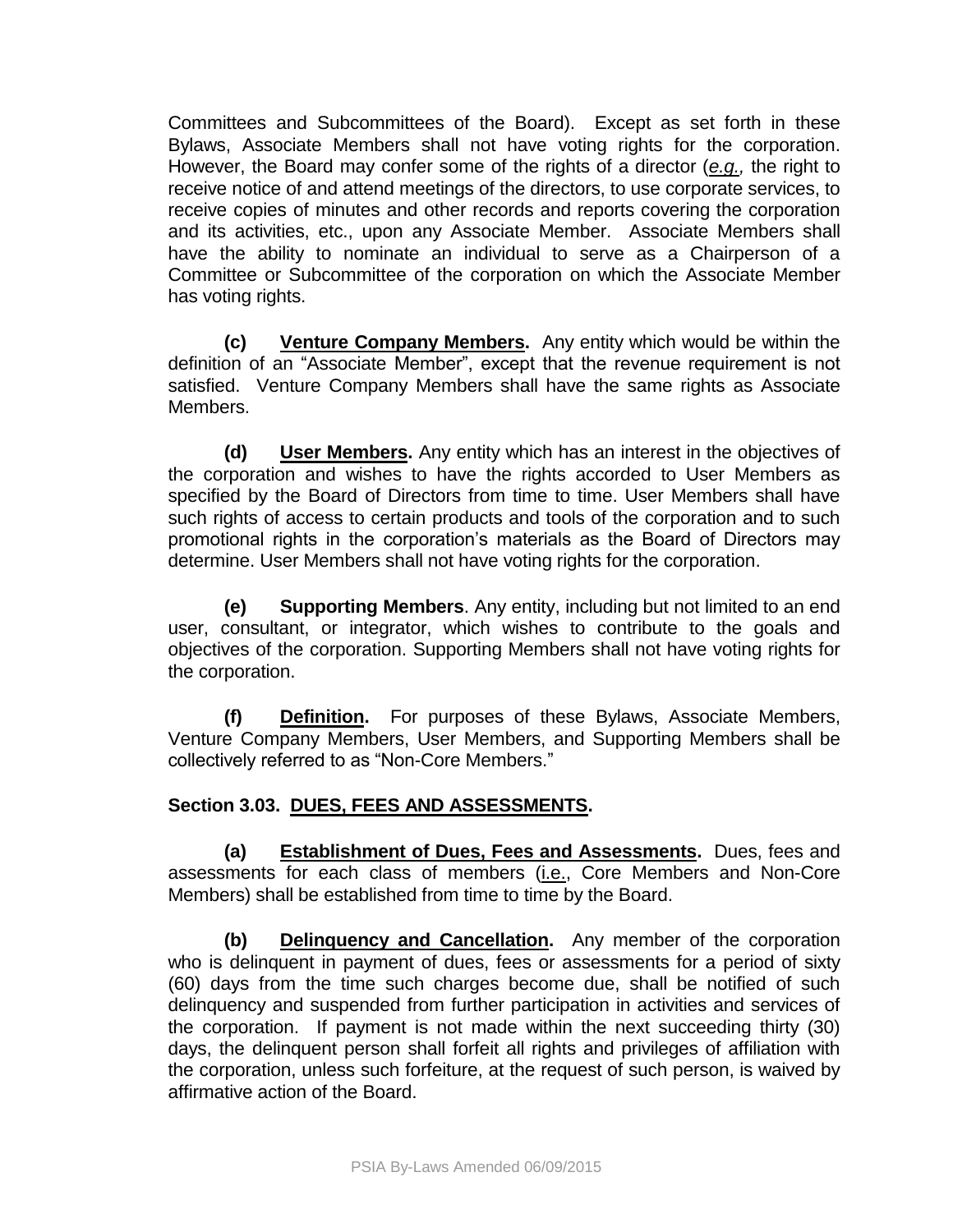Committees and Subcommittees of the Board). Except as set forth in these Bylaws, Associate Members shall not have voting rights for the corporation. However, the Board may confer some of the rights of a director (*e.g.,* the right to receive notice of and attend meetings of the directors, to use corporate services, to receive copies of minutes and other records and reports covering the corporation and its activities, etc., upon any Associate Member. Associate Members shall have the ability to nominate an individual to serve as a Chairperson of a Committee or Subcommittee of the corporation on which the Associate Member has voting rights.

**(c) Venture Company Members.** Any entity which would be within the definition of an "Associate Member", except that the revenue requirement is not satisfied. Venture Company Members shall have the same rights as Associate Members.

**(d) User Members.** Any entity which has an interest in the objectives of the corporation and wishes to have the rights accorded to User Members as specified by the Board of Directors from time to time. User Members shall have such rights of access to certain products and tools of the corporation and to such promotional rights in the corporation's materials as the Board of Directors may determine. User Members shall not have voting rights for the corporation.

**(e) Supporting Members**. Any entity, including but not limited to an end user, consultant, or integrator, which wishes to contribute to the goals and objectives of the corporation. Supporting Members shall not have voting rights for the corporation.

**(f) Definition.** For purposes of these Bylaws, Associate Members, Venture Company Members, User Members, and Supporting Members shall be collectively referred to as "Non-Core Members."

**Section 3.03. DUES, FEES AND ASSESSMENTS.**

**(a) Establishment of Dues, Fees and Assessments.** Dues, fees and assessments for each class of members (i.e., Core Members and Non-Core Members) shall be established from time to time by the Board.

**(b) Delinquency and Cancellation.** Any member of the corporation who is delinquent in payment of dues, fees or assessments for a period of sixty (60) days from the time such charges become due, shall be notified of such delinquency and suspended from further participation in activities and services of the corporation. If payment is not made within the next succeeding thirty (30) days, the delinquent person shall forfeit all rights and privileges of affiliation with the corporation, unless such forfeiture, at the request of such person, is waived by affirmative action of the Board.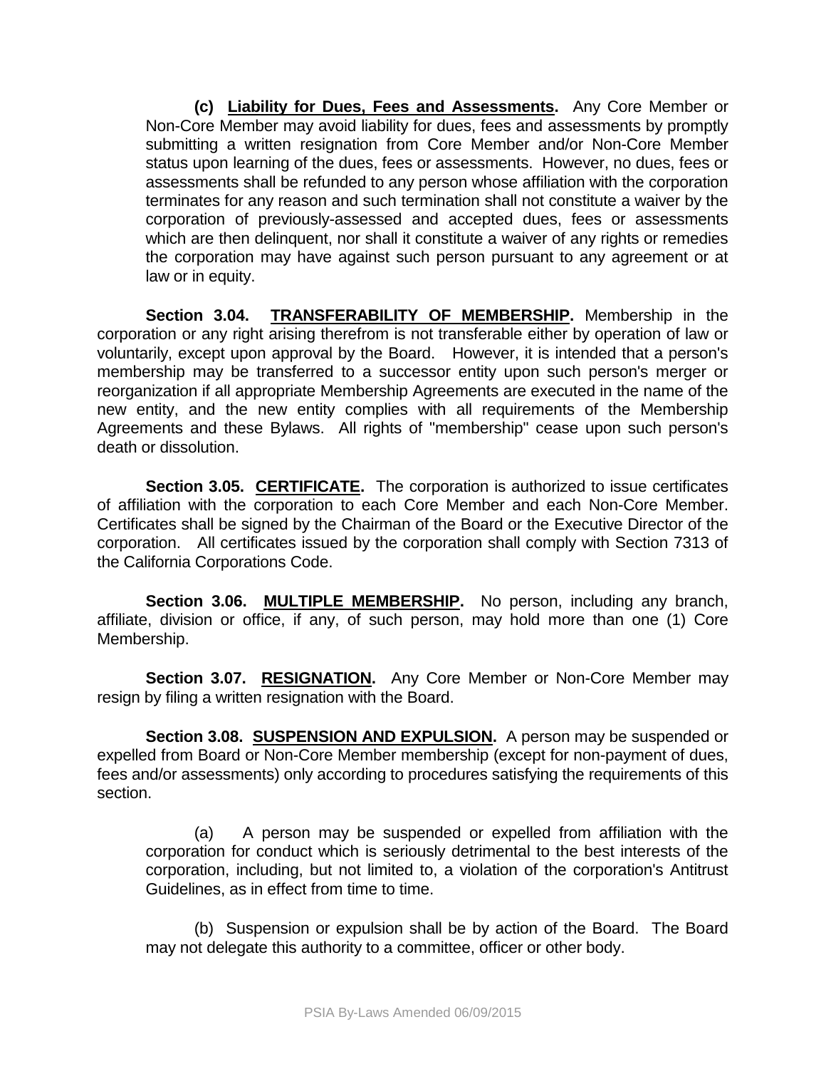**(c) Liability for Dues, Fees and Assessments.** Any Core Member or Non-Core Member may avoid liability for dues, fees and assessments by promptly submitting a written resignation from Core Member and/or Non-Core Member status upon learning of the dues, fees or assessments. However, no dues, fees or assessments shall be refunded to any person whose affiliation with the corporation terminates for any reason and such termination shall not constitute a waiver by the corporation of previously-assessed and accepted dues, fees or assessments which are then delinquent, nor shall it constitute a waiver of any rights or remedies the corporation may have against such person pursuant to any agreement or at law or in equity.

**Section 3.04. TRANSFERABILITY OF MEMBERSHIP.** Membership in the corporation or any right arising therefrom is not transferable either by operation of law or voluntarily, except upon approval by the Board. However, it is intended that a person's membership may be transferred to a successor entity upon such person's merger or reorganization if all appropriate Membership Agreements are executed in the name of the new entity, and the new entity complies with all requirements of the Membership Agreements and these Bylaws. All rights of "membership" cease upon such person's death or dissolution.

**Section 3.05. CERTIFICATE.** The corporation is authorized to issue certificates of affiliation with the corporation to each Core Member and each Non-Core Member. Certificates shall be signed by the Chairman of the Board or the Executive Director of the corporation. All certificates issued by the corporation shall comply with Section 7313 of the California Corporations Code.

**Section 3.06. MULTIPLE MEMBERSHIP.** No person, including any branch, affiliate, division or office, if any, of such person, may hold more than one (1) Core Membership.

**Section 3.07. RESIGNATION.** Any Core Member or Non-Core Member may resign by filing a written resignation with the Board.

**Section 3.08. SUSPENSION AND EXPULSION.** A person may be suspended or expelled from Board or Non-Core Member membership (except for non-payment of dues, fees and/or assessments) only according to procedures satisfying the requirements of this section.

(a) A person may be suspended or expelled from affiliation with the corporation for conduct which is seriously detrimental to the best interests of the corporation, including, but not limited to, a violation of the corporation's Antitrust Guidelines, as in effect from time to time.

(b) Suspension or expulsion shall be by action of the Board. The Board may not delegate this authority to a committee, officer or other body.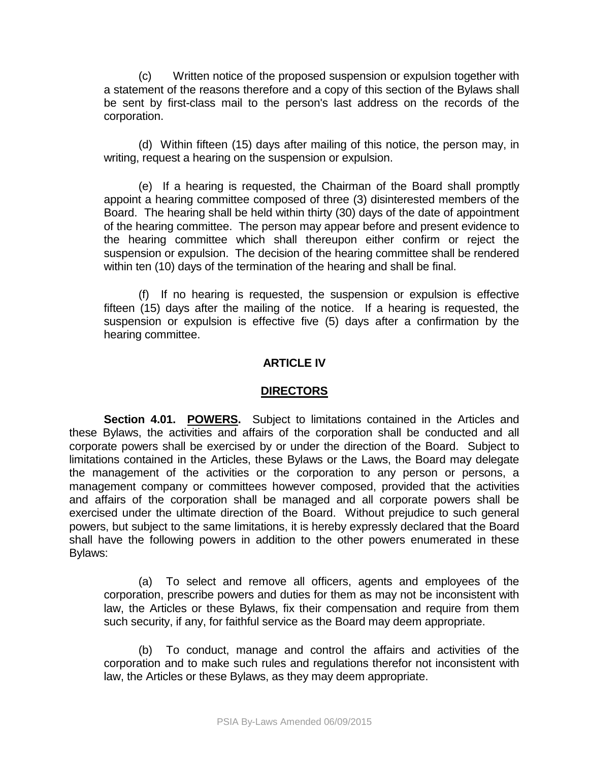(c) Written notice of the proposed suspension or expulsion together with a statement of the reasons therefore and a copy of this section of the Bylaws shall be sent by first-class mail to the person's last address on the records of the corporation.

(d) Within fifteen (15) days after mailing of this notice, the person may, in writing, request a hearing on the suspension or expulsion.

(e) If a hearing is requested, the Chairman of the Board shall promptly appoint a hearing committee composed of three (3) disinterested members of the Board. The hearing shall be held within thirty (30) days of the date of appointment of the hearing committee. The person may appear before and present evidence to the hearing committee which shall thereupon either confirm or reject the suspension or expulsion. The decision of the hearing committee shall be rendered within ten (10) days of the termination of the hearing and shall be final.

(f) If no hearing is requested, the suspension or expulsion is effective fifteen (15) days after the mailing of the notice. If a hearing is requested, the suspension or expulsion is effective five (5) days after a confirmation by the hearing committee.

## ARTICLE IV

## DIRECTORS

**Section 4.01. POWERS.** Subject to limitations contained in the Articles and these Bylaws, the activities and affairs of the corporation shall be conducted and all corporate powers shall be exercised by or under the direction of the Board. Subject to limitations contained in the Articles, these Bylaws or the Laws, the Board may delegate the management of the activities or the corporation to any person or persons, a management company or committees however composed, provided that the activities and affairs of the corporation shall be managed and all corporate powers shall be exercised under the ultimate direction of the Board. Without prejudice to such general powers, but subject to the same limitations, it is hereby expressly declared that the Board shall have the following powers in addition to the other powers enumerated in these Bylaws:

(a) To select and remove all officers, agents and employees of the corporation, prescribe powers and duties for them as may not be inconsistent with law, the Articles or these Bylaws, fix their compensation and require from them such security, if any, for faithful service as the Board may deem appropriate.

(b) To conduct, manage and control the affairs and activities of the corporation and to make such rules and regulations therefor not inconsistent with law, the Articles or these Bylaws, as they may deem appropriate.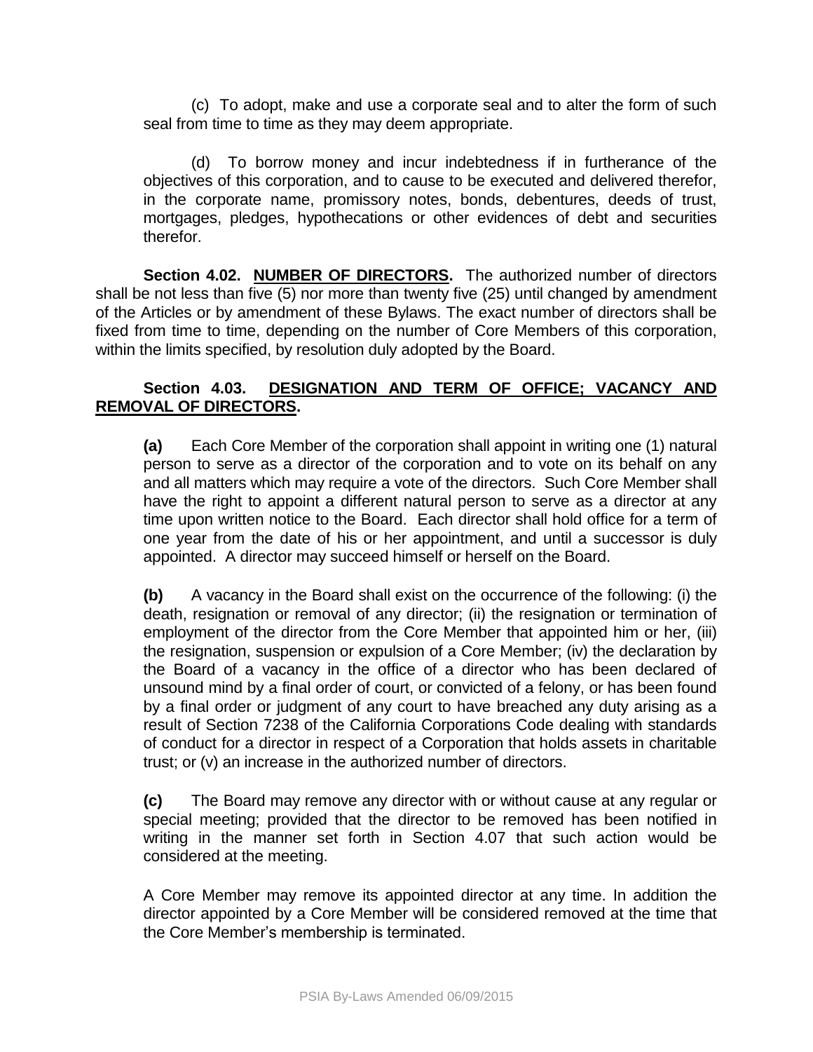(c) To adopt, make and use a corporate seal and to alter the form of such seal from time to time as they may deem appropriate.

(d) To borrow money and incur indebtedness if in furtherance of the objectives of this corporation, and to cause to be executed and delivered therefor, in the corporate name, promissory notes, bonds, debentures, deeds of trust, mortgages, pledges, hypothecations or other evidences of debt and securities therefor.

**Section 4.02. NUMBER OF DIRECTORS.** The authorized number of directors shall be not less than five (5) nor more than twenty five (25) until changed by amendment of the Articles or by amendment of these Bylaws. The exact number of directors shall be fixed from time to time, depending on the number of Core Members of this corporation, within the limits specified, by resolution duly adopted by the Board.

**Section 4.03. DESIGNATION AND TERM OF OFFICE; VACANCY AND REMOVAL OF DIRECTORS.**

**(a)** Each Core Member of the corporation shall appoint in writing one (1) natural person to serve as a director of the corporation and to vote on its behalf on any and all matters which may require a vote of the directors. Such Core Member shall have the right to appoint a different natural person to serve as a director at any time upon written notice to the Board. Each director shall hold office for a term of one year from the date of his or her appointment, and until a successor is duly appointed. A director may succeed himself or herself on the Board.

**(b)** A vacancy in the Board shall exist on the occurrence of the following: (i) the death, resignation or removal of any director; (ii) the resignation or termination of employment of the director from the Core Member that appointed him or her, (iii) the resignation, suspension or expulsion of a Core Member; (iv) the declaration by the Board of a vacancy in the office of a director who has been declared of unsound mind by a final order of court, or convicted of a felony, or has been found by a final order or judgment of any court to have breached any duty arising as a result of Section 7238 of the California Corporations Code dealing with standards of conduct for a director in respect of a Corporation that holds assets in charitable trust; or (v) an increase in the authorized number of directors.

**(c)** The Board may remove any director with or without cause at any regular or special meeting; provided that the director to be removed has been notified in writing in the manner set forth in Section 4.07 that such action would be considered at the meeting.

A Core Member may remove its appointed director at any time. In addition the director appointed by a Core Member will be considered removed at the time that the Core Member's membership is terminated.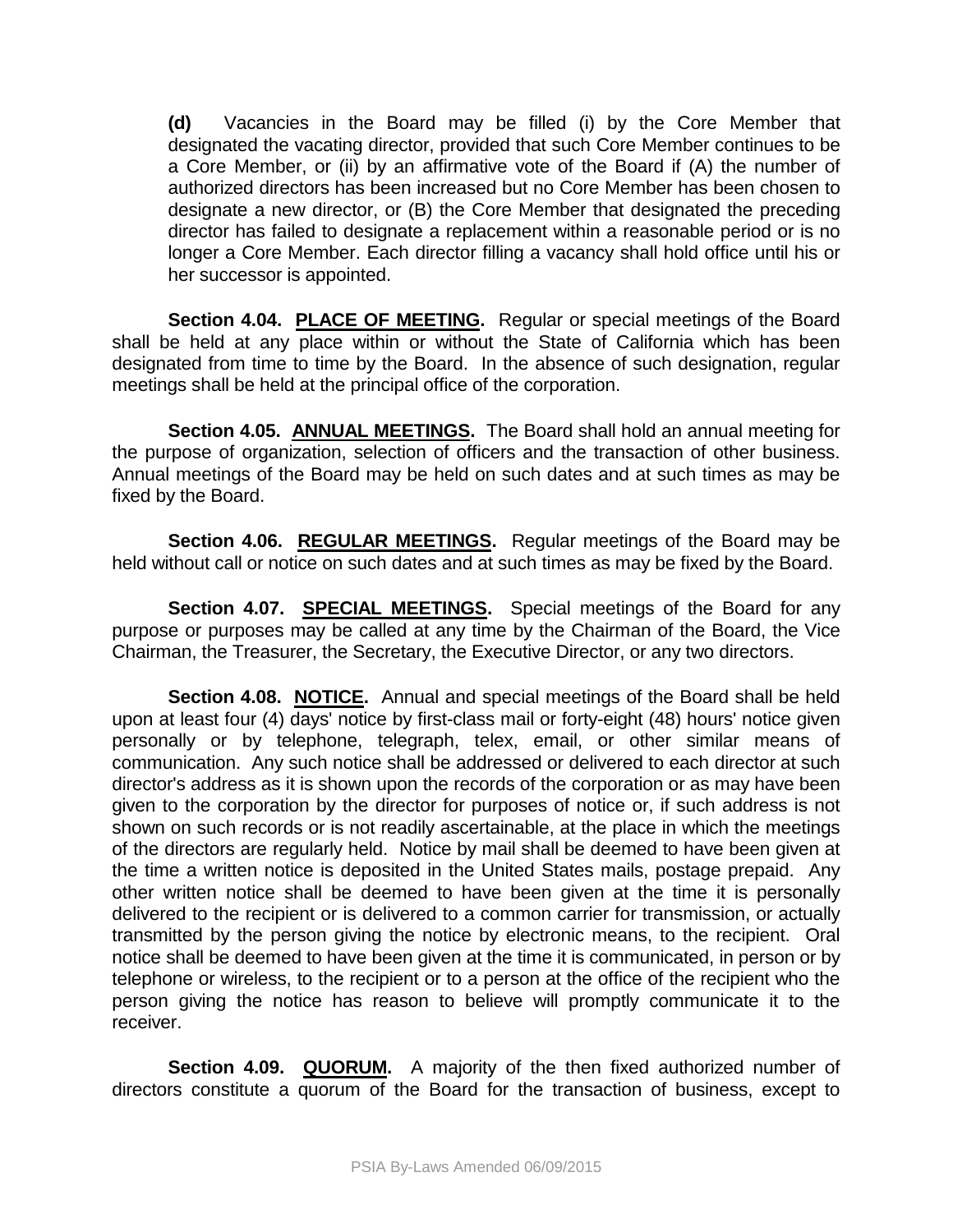**(d)** Vacancies in the Board may be filled (i) by the Core Member that designated the vacating director, provided that such Core Member continues to be a Core Member, or (ii) by an affirmative vote of the Board if (A) the number of authorized directors has been increased but no Core Member has been chosen to designate a new director, or (B) the Core Member that designated the preceding director has failed to designate a replacement within a reasonable period or is no longer a Core Member. Each director filling a vacancy shall hold office until his or her successor is appointed.

**Section 4.04. PLACE OF MEETING.** Regular or special meetings of the Board shall be held at any place within or without the State of California which has been designated from time to time by the Board. In the absence of such designation, regular meetings shall be held at the principal office of the corporation.

**Section 4.05. ANNUAL MEETINGS.** The Board shall hold an annual meeting for the purpose of organization, selection of officers and the transaction of other business. Annual meetings of the Board may be held on such dates and at such times as may be fixed by the Board.

**Section 4.06. REGULAR MEETINGS.** Regular meetings of the Board may be held without call or notice on such dates and at such times as may be fixed by the Board.

**Section 4.07. SPECIAL MEETINGS.** Special meetings of the Board for any purpose or purposes may be called at any time by the Chairman of the Board, the Vice Chairman, the Treasurer, the Secretary, the Executive Director, or any two directors.

**Section 4.08. NOTICE.** Annual and special meetings of the Board shall be held upon at least four (4) days' notice by first-class mail or forty-eight (48) hours' notice given personally or by telephone, telegraph, telex, email, or other similar means of communication. Any such notice shall be addressed or delivered to each director at such director's address as it is shown upon the records of the corporation or as may have been given to the corporation by the director for purposes of notice or, if such address is not shown on such records or is not readily ascertainable, at the place in which the meetings of the directors are regularly held. Notice by mail shall be deemed to have been given at the time a written notice is deposited in the United States mails, postage prepaid. Any other written notice shall be deemed to have been given at the time it is personally delivered to the recipient or is delivered to a common carrier for transmission, or actually transmitted by the person giving the notice by electronic means, to the recipient. Oral notice shall be deemed to have been given at the time it is communicated, in person or by telephone or wireless, to the recipient or to a person at the office of the recipient who the person giving the notice has reason to believe will promptly communicate it to the receiver.

**Section 4.09. QUORUM.** A majority of the then fixed authorized number of directors constitute a quorum of the Board for the transaction of business, except to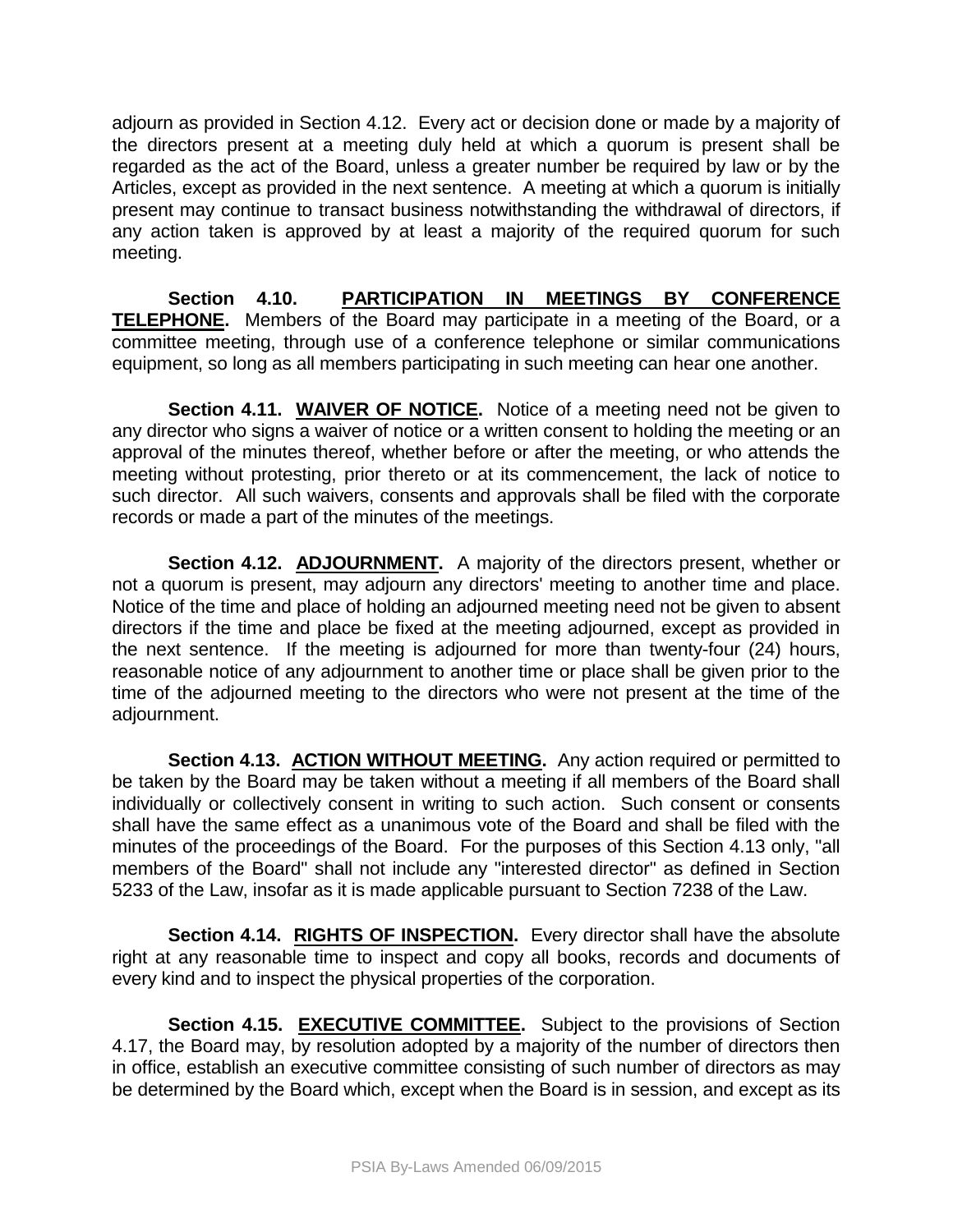adjourn as provided in Section 4.12. Every act or decision done or made by a majority of the directors present at a meeting duly held at which a quorum is present shall be regarded as the act of the Board, unless a greater number be required by law or by the Articles, except as provided in the next sentence. A meeting at which a quorum is initially present may continue to transact business notwithstanding the withdrawal of directors, if any action taken is approved by at least a majority of the required quorum for such meeting.

**Section 4.10. PARTICIPATION IN MEETINGS BY CONFERENCE TELEPHONE.** Members of the Board may participate in a meeting of the Board, or a committee meeting, through use of a conference telephone or similar communications equipment, so long as all members participating in such meeting can hear one another.

**Section 4.11. WAIVER OF NOTICE.** Notice of a meeting need not be given to any director who signs a waiver of notice or a written consent to holding the meeting or an approval of the minutes thereof, whether before or after the meeting, or who attends the meeting without protesting, prior thereto or at its commencement, the lack of notice to such director. All such waivers, consents and approvals shall be filed with the corporate records or made a part of the minutes of the meetings.

**Section 4.12. ADJOURNMENT.** A majority of the directors present, whether or not a quorum is present, may adjourn any directors' meeting to another time and place. Notice of the time and place of holding an adjourned meeting need not be given to absent directors if the time and place be fixed at the meeting adjourned, except as provided in the next sentence. If the meeting is adjourned for more than twenty-four (24) hours, reasonable notice of any adjournment to another time or place shall be given prior to the time of the adjourned meeting to the directors who were not present at the time of the adjournment.

**Section 4.13. ACTION WITHOUT MEETING.** Any action required or permitted to be taken by the Board may be taken without a meeting if all members of the Board shall individually or collectively consent in writing to such action. Such consent or consents shall have the same effect as a unanimous vote of the Board and shall be filed with the minutes of the proceedings of the Board. For the purposes of this Section 4.13 only, "all members of the Board" shall not include any "interested director" as defined in Section 5233 of the Law, insofar as it is made applicable pursuant to Section 7238 of the Law.

**Section 4.14. RIGHTS OF INSPECTION.** Every director shall have the absolute right at any reasonable time to inspect and copy all books, records and documents of every kind and to inspect the physical properties of the corporation.

**Section 4.15. EXECUTIVE COMMITTEE.** Subject to the provisions of Section 4.17, the Board may, by resolution adopted by a majority of the number of directors then in office, establish an executive committee consisting of such number of directors as may be determined by the Board which, except when the Board is in session, and except as its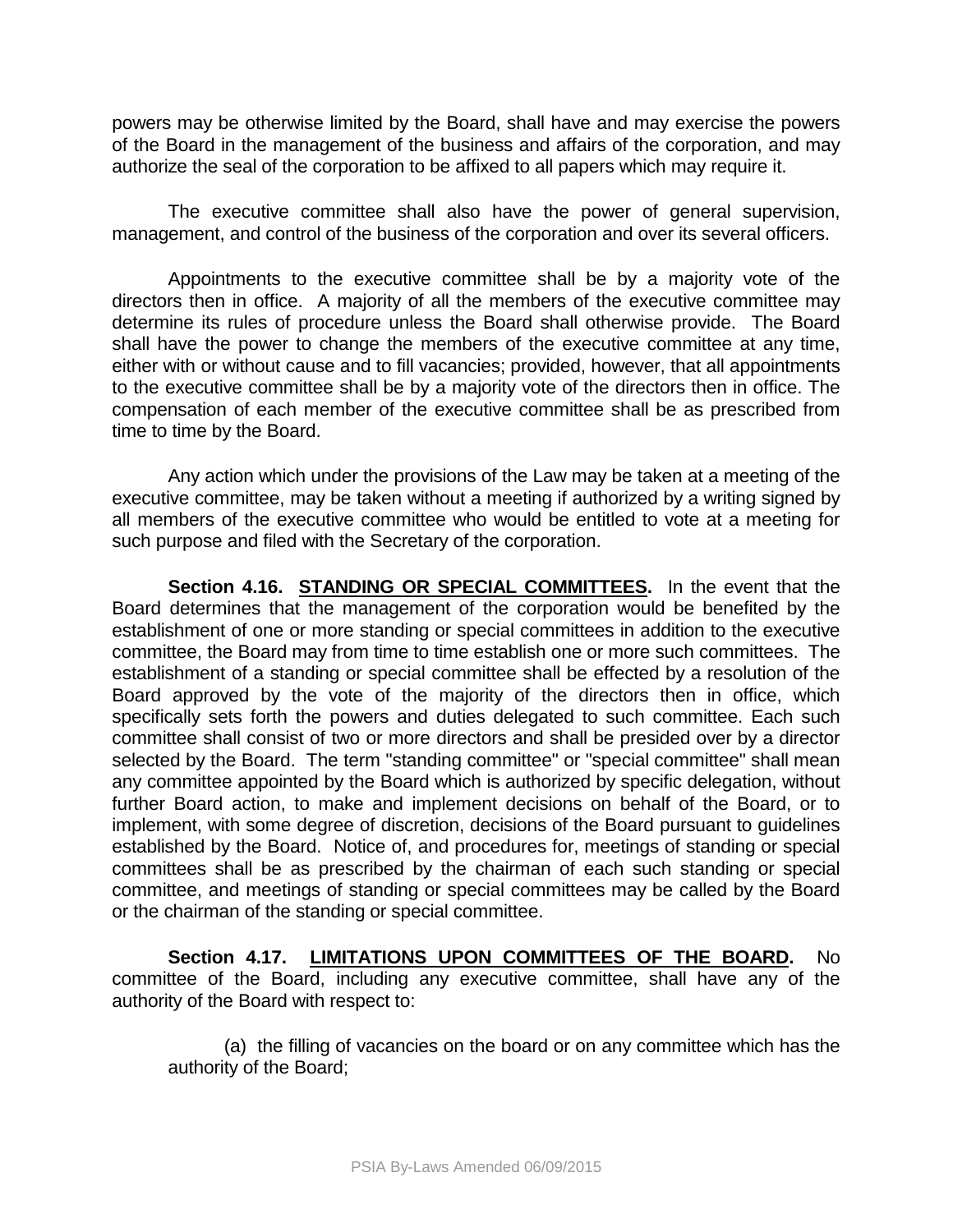powers may be otherwise limited by the Board, shall have and may exercise the powers of the Board in the management of the business and affairs of the corporation, and may authorize the seal of the corporation to be affixed to all papers which may require it.

The executive committee shall also have the power of general supervision, management, and control of the business of the corporation and over its several officers.

Appointments to the executive committee shall be by a majority vote of the directors then in office. A majority of all the members of the executive committee may determine its rules of procedure unless the Board shall otherwise provide. The Board shall have the power to change the members of the executive committee at any time, either with or without cause and to fill vacancies; provided, however, that all appointments to the executive committee shall be by a majority vote of the directors then in office. The compensation of each member of the executive committee shall be as prescribed from time to time by the Board.

Any action which under the provisions of the Law may be taken at a meeting of the executive committee, may be taken without a meeting if authorized by a writing signed by all members of the executive committee who would be entitled to vote at a meeting for such purpose and filed with the Secretary of the corporation.

**Section 4.16. STANDING OR SPECIAL COMMITTEES.** In the event that the Board determines that the management of the corporation would be benefited by the establishment of one or more standing or special committees in addition to the executive committee, the Board may from time to time establish one or more such committees. The establishment of a standing or special committee shall be effected by a resolution of the Board approved by the vote of the majority of the directors then in office, which specifically sets forth the powers and duties delegated to such committee. Each such committee shall consist of two or more directors and shall be presided over by a director selected by the Board. The term "standing committee" or "special committee" shall mean any committee appointed by the Board which is authorized by specific delegation, without further Board action, to make and implement decisions on behalf of the Board, or to implement, with some degree of discretion, decisions of the Board pursuant to guidelines established by the Board. Notice of, and procedures for, meetings of standing or special committees shall be as prescribed by the chairman of each such standing or special committee, and meetings of standing or special committees may be called by the Board or the chairman of the standing or special committee.

**Section 4.17. LIMITATIONS UPON COMMITTEES OF THE BOARD.** No committee of the Board, including any executive committee, shall have any of the authority of the Board with respect to:

(a) the filling of vacancies on the board or on any committee which has the authority of the Board;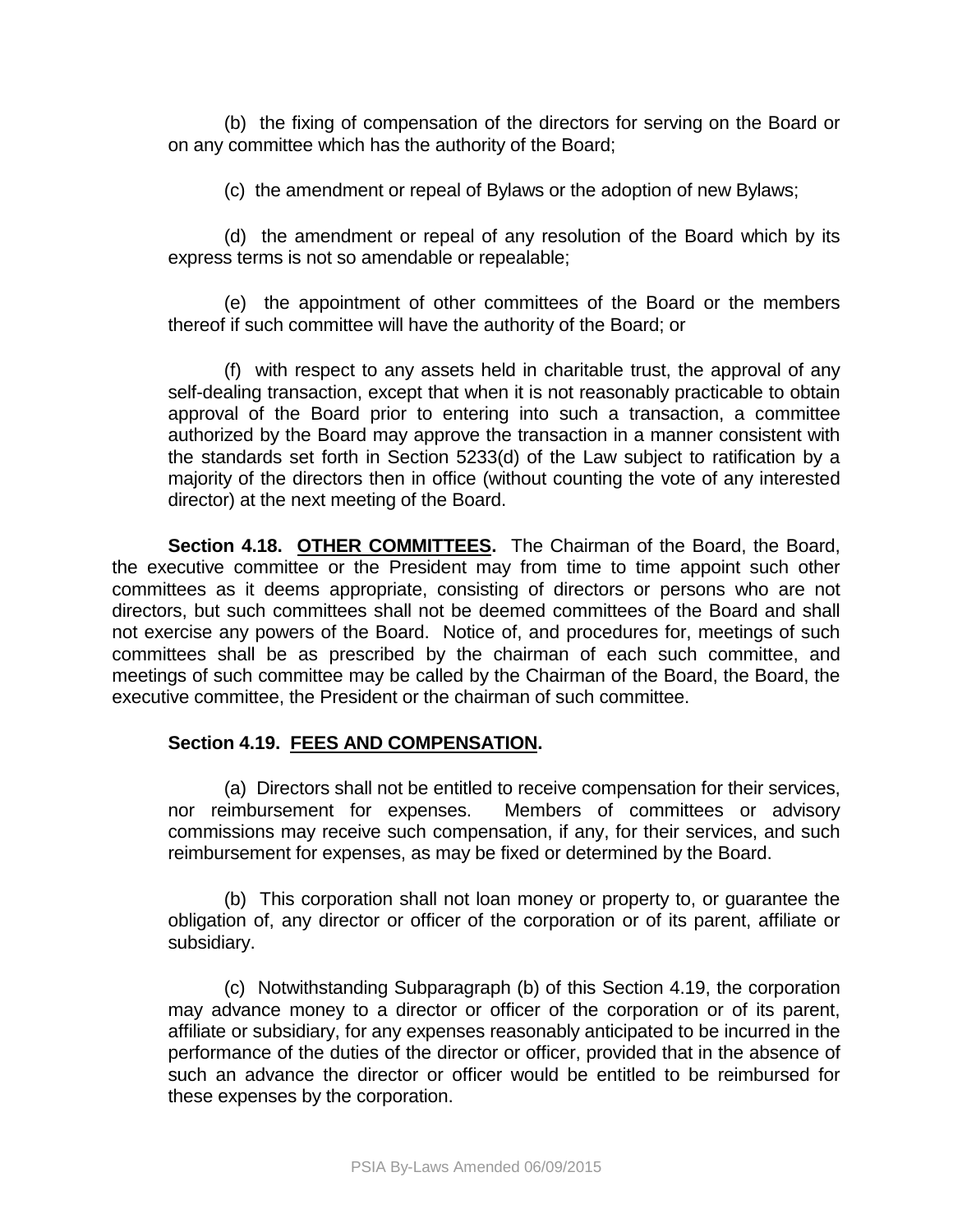(b) the fixing of compensation of the directors for serving on the Board or on any committee which has the authority of the Board;

(c) the amendment or repeal of Bylaws or the adoption of new Bylaws;

(d) the amendment or repeal of any resolution of the Board which by its express terms is not so amendable or repealable;

(e) the appointment of other committees of the Board or the members thereof if such committee will have the authority of the Board; or

(f) with respect to any assets held in charitable trust, the approval of any self-dealing transaction, except that when it is not reasonably practicable to obtain approval of the Board prior to entering into such a transaction, a committee authorized by the Board may approve the transaction in a manner consistent with the standards set forth in Section 5233(d) of the Law subject to ratification by a majority of the directors then in office (without counting the vote of any interested director) at the next meeting of the Board.

**Section 4.18. OTHER COMMITTEES.** The Chairman of the Board, the Board, the executive committee or the President may from time to time appoint such other committees as it deems appropriate, consisting of directors or persons who are not directors, but such committees shall not be deemed committees of the Board and shall not exercise any powers of the Board. Notice of, and procedures for, meetings of such committees shall be as prescribed by the chairman of each such committee, and meetings of such committee may be called by the Chairman of the Board, the Board, the executive committee, the President or the chairman of such committee.

**Section 4.19. FEES AND COMPENSATION.**

(a) Directors shall not be entitled to receive compensation for their services, nor reimbursement for expenses. Members of committees or advisory commissions may receive such compensation, if any, for their services, and such reimbursement for expenses, as may be fixed or determined by the Board.

(b) This corporation shall not loan money or property to, or guarantee the obligation of, any director or officer of the corporation or of its parent, affiliate or subsidiary.

(c) Notwithstanding Subparagraph (b) of this Section 4.19, the corporation may advance money to a director or officer of the corporation or of its parent, affiliate or subsidiary, for any expenses reasonably anticipated to be incurred in the performance of the duties of the director or officer, provided that in the absence of such an advance the director or officer would be entitled to be reimbursed for these expenses by the corporation.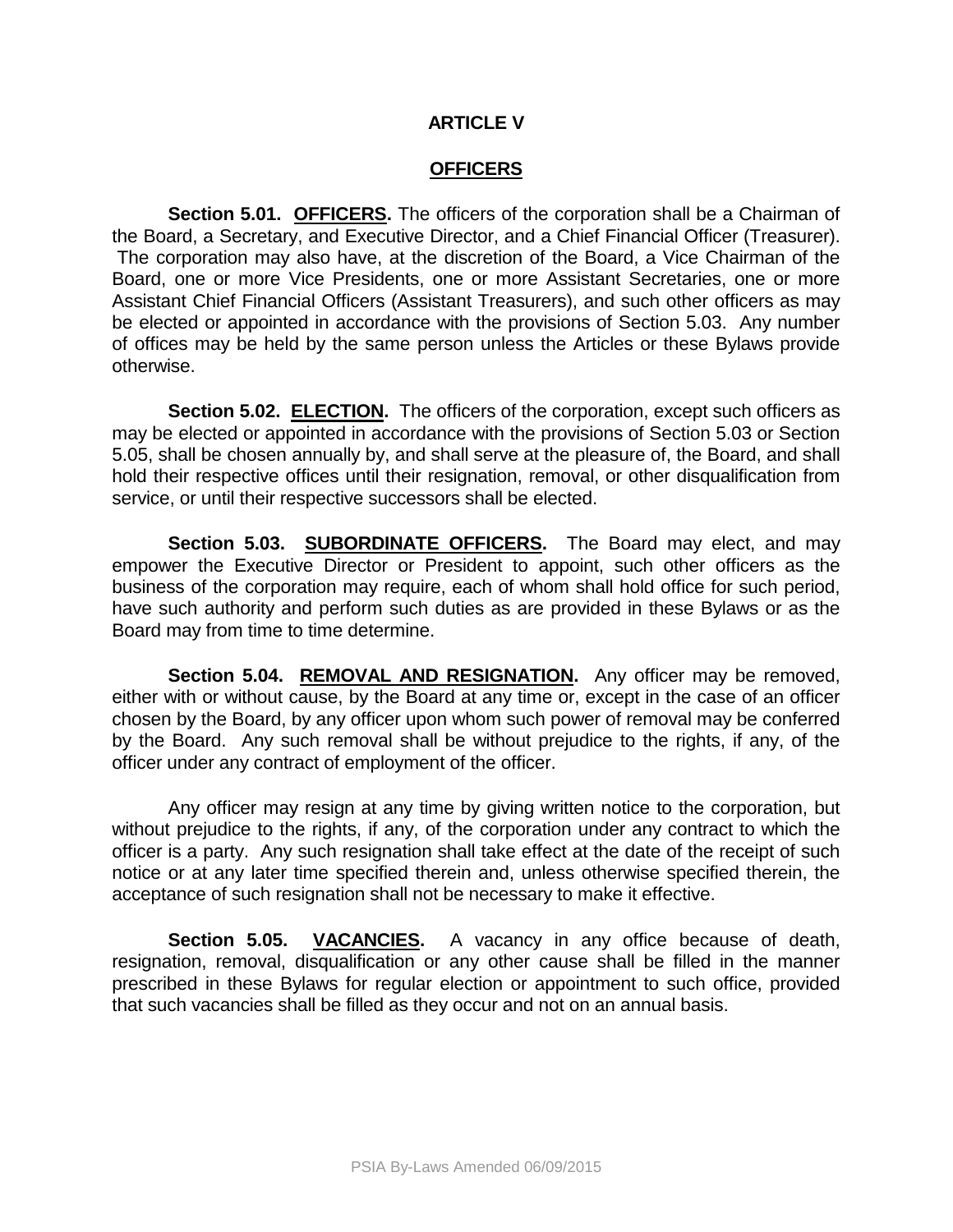# ARTICLE V

## OFFICERS

**Section 5.01. OFFICERS.** The officers of the corporation shall be a Chairman of the Board, a Secretary, and Executive Director, and a Chief Financial Officer (Treasurer). The corporation may also have, at the discretion of the Board, a Vice Chairman of the Board, one or more Vice Presidents, one or more Assistant Secretaries, one or more Assistant Chief Financial Officers (Assistant Treasurers), and such other officers as may be elected or appointed in accordance with the provisions of Section 5.03. Any number of offices may be held by the same person unless the Articles or these Bylaws provide otherwise.

**Section 5.02. ELECTION.** The officers of the corporation, except such officers as may be elected or appointed in accordance with the provisions of Section 5.03 or Section 5.05, shall be chosen annually by, and shall serve at the pleasure of, the Board, and shall hold their respective offices until their resignation, removal, or other disqualification from service, or until their respective successors shall be elected.

**Section 5.03. SUBORDINATE OFFICERS.** The Board may elect, and may empower the Executive Director or President to appoint, such other officers as the business of the corporation may require, each of whom shall hold office for such period, have such authority and perform such duties as are provided in these Bylaws or as the Board may from time to time determine.

**Section 5.04. REMOVAL AND RESIGNATION.** Any officer may be removed, either with or without cause, by the Board at any time or, except in the case of an officer chosen by the Board, by any officer upon whom such power of removal may be conferred by the Board. Any such removal shall be without prejudice to the rights, if any, of the officer under any contract of employment of the officer.

Any officer may resign at any time by giving written notice to the corporation, but without prejudice to the rights, if any, of the corporation under any contract to which the officer is a party. Any such resignation shall take effect at the date of the receipt of such notice or at any later time specified therein and, unless otherwise specified therein, the acceptance of such resignation shall not be necessary to make it effective.

**Section 5.05. VACANCIES.** A vacancy in any office because of death, resignation, removal, disqualification or any other cause shall be filled in the manner prescribed in these Bylaws for regular election or appointment to such office, provided that such vacancies shall be filled as they occur and not on an annual basis.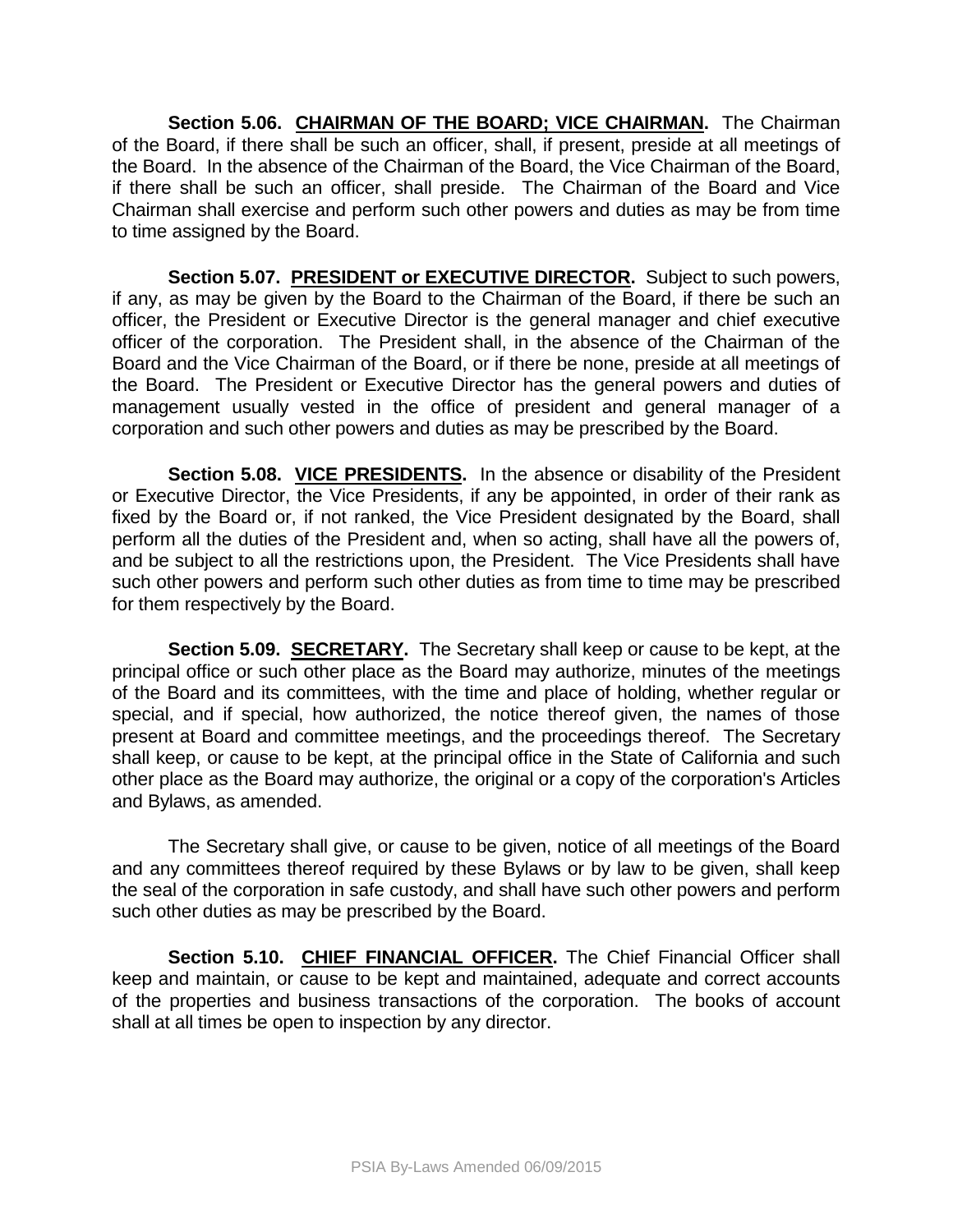**Section 5.06. CHAIRMAN OF THE BOARD; VICE CHAIRMAN.** The Chairman of the Board, if there shall be such an officer, shall, if present, preside at all meetings of the Board. In the absence of the Chairman of the Board, the Vice Chairman of the Board, if there shall be such an officer, shall preside. The Chairman of the Board and Vice Chairman shall exercise and perform such other powers and duties as may be from time to time assigned by the Board.

**Section 5.07. PRESIDENT or EXECUTIVE DIRECTOR.** Subject to such powers, if any, as may be given by the Board to the Chairman of the Board, if there be such an officer, the President or Executive Director is the general manager and chief executive officer of the corporation. The President shall, in the absence of the Chairman of the Board and the Vice Chairman of the Board, or if there be none, preside at all meetings of the Board. The President or Executive Director has the general powers and duties of management usually vested in the office of president and general manager of a corporation and such other powers and duties as may be prescribed by the Board.

**Section 5.08. VICE PRESIDENTS.** In the absence or disability of the President or Executive Director, the Vice Presidents, if any be appointed, in order of their rank as fixed by the Board or, if not ranked, the Vice President designated by the Board, shall perform all the duties of the President and, when so acting, shall have all the powers of, and be subject to all the restrictions upon, the President. The Vice Presidents shall have such other powers and perform such other duties as from time to time may be prescribed for them respectively by the Board.

**Section 5.09. SECRETARY.** The Secretary shall keep or cause to be kept, at the principal office or such other place as the Board may authorize, minutes of the meetings of the Board and its committees, with the time and place of holding, whether regular or special, and if special, how authorized, the notice thereof given, the names of those present at Board and committee meetings, and the proceedings thereof. The Secretary shall keep, or cause to be kept, at the principal office in the State of California and such other place as the Board may authorize, the original or a copy of the corporation's Articles and Bylaws, as amended.

The Secretary shall give, or cause to be given, notice of all meetings of the Board and any committees thereof required by these Bylaws or by law to be given, shall keep the seal of the corporation in safe custody, and shall have such other powers and perform such other duties as may be prescribed by the Board.

**Section 5.10. CHIEF FINANCIAL OFFICER.** The Chief Financial Officer shall keep and maintain, or cause to be kept and maintained, adequate and correct accounts of the properties and business transactions of the corporation. The books of account shall at all times be open to inspection by any director.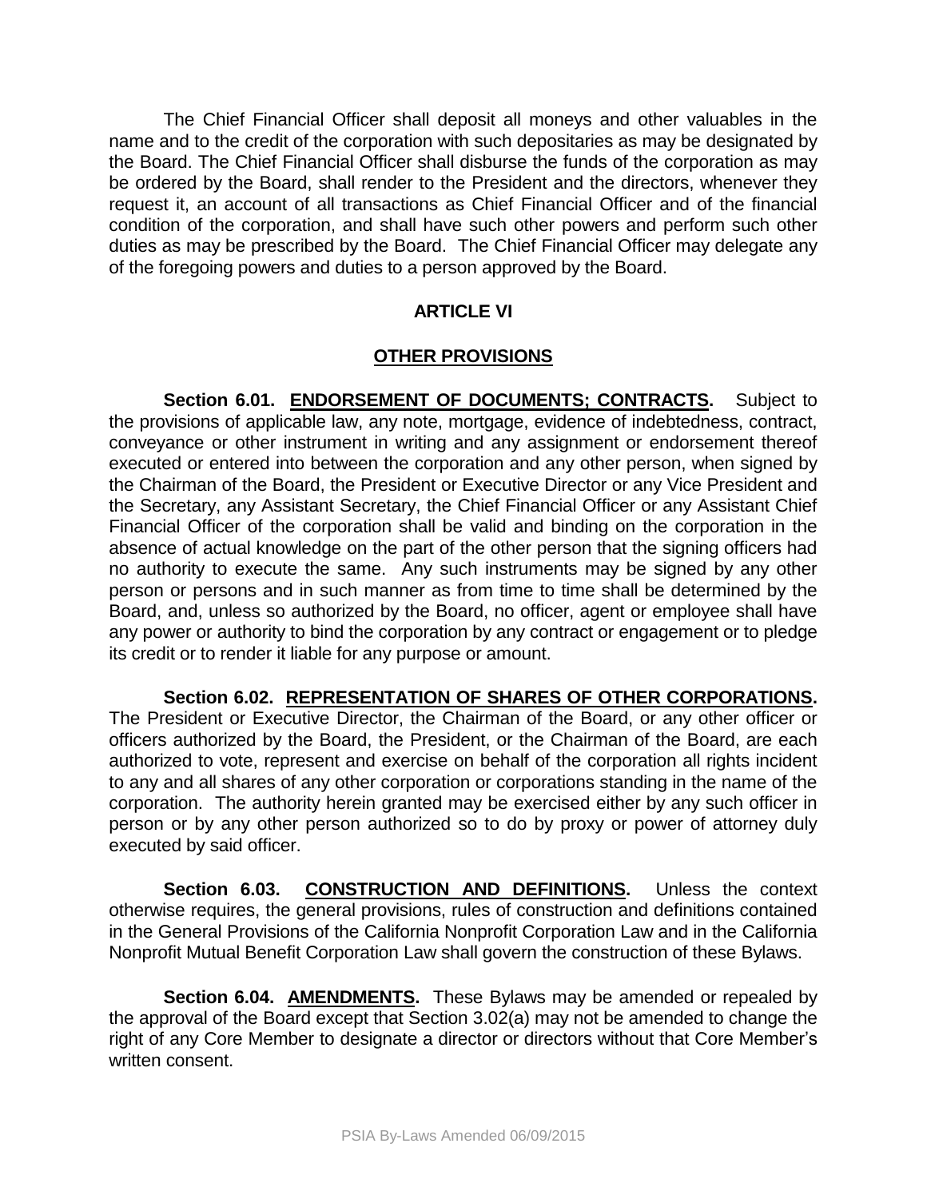The Chief Financial Officer shall deposit all moneys and other valuables in the name and to the credit of the corporation with such depositaries as may be designated by the Board. The Chief Financial Officer shall disburse the funds of the corporation as may be ordered by the Board, shall render to the President and the directors, whenever they request it, an account of all transactions as Chief Financial Officer and of the financial condition of the corporation, and shall have such other powers and perform such other duties as may be prescribed by the Board. The Chief Financial Officer may delegate any of the foregoing powers and duties to a person approved by the Board.

## ARTICLE VI

## OTHER PROVISIONS

**Section 6.01. ENDORSEMENT OF DOCUMENTS; CONTRACTS.** Subject to the provisions of applicable law, any note, mortgage, evidence of indebtedness, contract, conveyance or other instrument in writing and any assignment or endorsement thereof executed or entered into between the corporation and any other person, when signed by the Chairman of the Board, the President or Executive Director or any Vice President and the Secretary, any Assistant Secretary, the Chief Financial Officer or any Assistant Chief Financial Officer of the corporation shall be valid and binding on the corporation in the absence of actual knowledge on the part of the other person that the signing officers had no authority to execute the same. Any such instruments may be signed by any other person or persons and in such manner as from time to time shall be determined by the Board, and, unless so authorized by the Board, no officer, agent or employee shall have any power or authority to bind the corporation by any contract or engagement or to pledge its credit or to render it liable for any purpose or amount.

**Section 6.02. REPRESENTATION OF SHARES OF OTHER CORPORATIONS.** The President or Executive Director, the Chairman of the Board, or any other officer or officers authorized by the Board, the President, or the Chairman of the Board, are each authorized to vote, represent and exercise on behalf of the corporation all rights incident to any and all shares of any other corporation or corporations standing in the name of the corporation. The authority herein granted may be exercised either by any such officer in person or by any other person authorized so to do by proxy or power of attorney duly executed by said officer.

**Section 6.03. CONSTRUCTION AND DEFINITIONS.** Unless the context otherwise requires, the general provisions, rules of construction and definitions contained in the General Provisions of the California Nonprofit Corporation Law and in the California Nonprofit Mutual Benefit Corporation Law shall govern the construction of these Bylaws.

**Section 6.04. AMENDMENTS.** These Bylaws may be amended or repealed by the approval of the Board except that Section 3.02(a) may not be amended to change the right of any Core Member to designate a director or directors without that Core Member's written consent.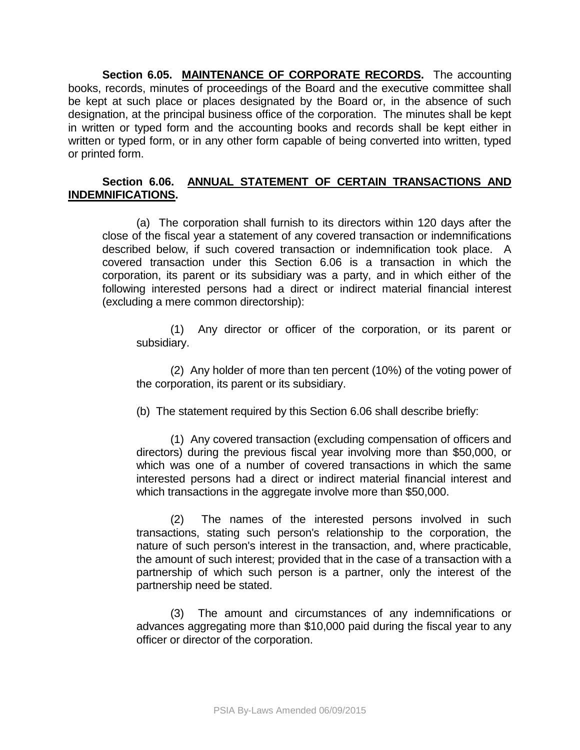**Section 6.05. MAINTENANCE OF CORPORATE RECORDS.** The accounting books, records, minutes of proceedings of the Board and the executive committee shall be kept at such place or places designated by the Board or, in the absence of such designation, at the principal business office of the corporation. The minutes shall be kept in written or typed form and the accounting books and records shall be kept either in written or typed form, or in any other form capable of being converted into written, typed or printed form.

**Section 6.06. ANNUAL STATEMENT OF CERTAIN TRANSACTIONS AND INDEMNIFICATIONS.**

(a) The corporation shall furnish to its directors within 120 days after the close of the fiscal year a statement of any covered transaction or indemnifications described below, if such covered transaction or indemnification took place. A covered transaction under this Section 6.06 is a transaction in which the corporation, its parent or its subsidiary was a party, and in which either of the following interested persons had a direct or indirect material financial interest (excluding a mere common directorship):

(1) Any director or officer of the corporation, or its parent or subsidiary.

(2) Any holder of more than ten percent (10%) of the voting power of the corporation, its parent or its subsidiary.

(b) The statement required by this Section 6.06 shall describe briefly:

(1) Any covered transaction (excluding compensation of officers and directors) during the previous fiscal year involving more than $50,000, or which was one of a number of covered transactions in which the same interested persons had a direct or indirect material financial interest and which transactions in the aggregate involve more than $50,000.

(2) The names of the interested persons involved in such transactions, stating such person's relationship to the corporation, the nature of such person's interest in the transaction, and, where practicable, the amount of such interest; provided that in the case of a transaction with a partnership of which such person is a partner, only the interest of the partnership need be stated.

(3) The amount and circumstances of any indemnifications or advances aggregating more than $10,000 paid during the fiscal year to any officer or director of the corporation.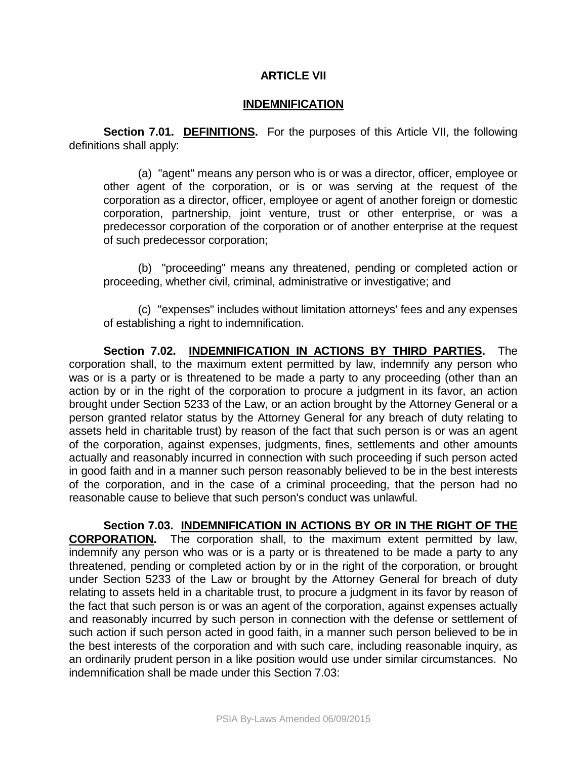## ARTICLE VII

## INDEMNIFICATION

**Section 7.01. DEFINITIONS.** For the purposes of this Article VII, the following definitions shall apply:

(a) "agent" means any person who is or was a director, officer, employee or other agent of the corporation, or is or was serving at the request of the corporation as a director, officer, employee or agent of another foreign or domestic corporation, partnership, joint venture, trust or other enterprise, or was a predecessor corporation of the corporation or of another enterprise at the request of such predecessor corporation;

(b) "proceeding" means any threatened, pending or completed action or proceeding, whether civil, criminal, administrative or investigative; and

(c) "expenses" includes without limitation attorneys' fees and any expenses of establishing a right to indemnification.

**Section 7.02. INDEMNIFICATION IN ACTIONS BY THIRD PARTIES.** The corporation shall, to the maximum extent permitted by law, indemnify any person who was or is a party or is threatened to be made a party to any proceeding (other than an action by or in the right of the corporation to procure a judgment in its favor, an action brought under Section 5233 of the Law, or an action brought by the Attorney General or a person granted relator status by the Attorney General for any breach of duty relating to assets held in charitable trust) by reason of the fact that such person is or was an agent of the corporation, against expenses, judgments, fines, settlements and other amounts actually and reasonably incurred in connection with such proceeding if such person acted in good faith and in a manner such person reasonably believed to be in the best interests of the corporation, and in the case of a criminal proceeding, that the person had no reasonable cause to believe that such person's conduct was unlawful.

**Section 7.03. INDEMNIFICATION IN ACTIONS BY OR IN THE RIGHT OF THE CORPORATION.** The corporation shall, to the maximum extent permitted by law, indemnify any person who was or is a party or is threatened to be made a party to any threatened, pending or completed action by or in the right of the corporation, or brought under Section 5233 of the Law or brought by the Attorney General for breach of duty relating to assets held in a charitable trust, to procure a judgment in its favor by reason of the fact that such person is or was an agent of the corporation, against expenses actually and reasonably incurred by such person in connection with the defense or settlement of such action if such person acted in good faith, in a manner such person believed to be in the best interests of the corporation and with such care, including reasonable inquiry, as an ordinarily prudent person in a like position would use under similar circumstances. No indemnification shall be made under this Section 7.03: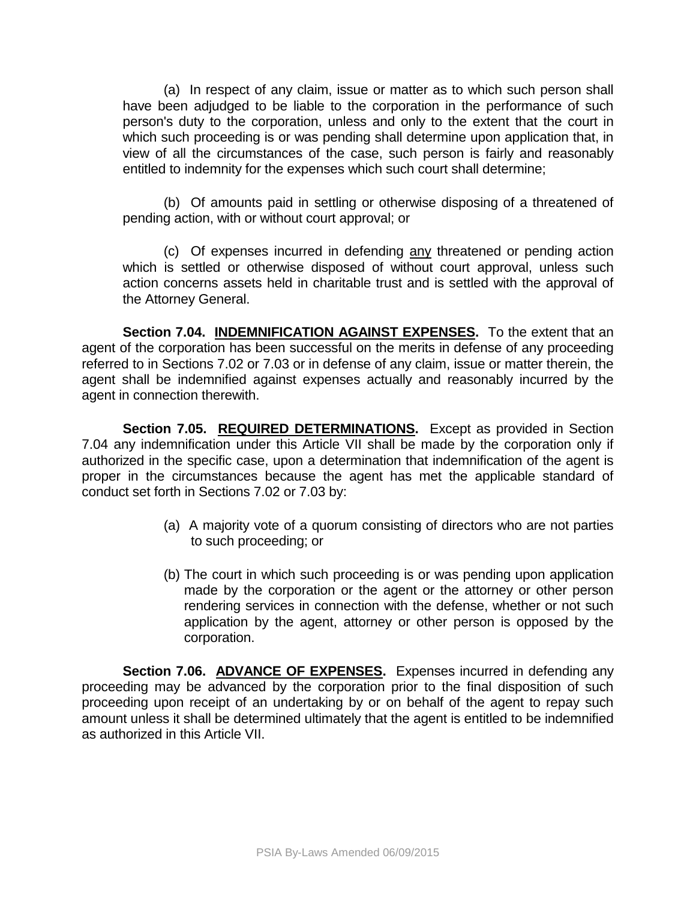(a) In respect of any claim, issue or matter as to which such person shall have been adjudged to be liable to the corporation in the performance of such person's duty to the corporation, unless and only to the extent that the court in which such proceeding is or was pending shall determine upon application that, in view of all the circumstances of the case, such person is fairly and reasonably entitled to indemnity for the expenses which such court shall determine;

(b) Of amounts paid in settling or otherwise disposing of a threatened of pending action, with or without court approval; or

(c) Of expenses incurred in defending any threatened or pending action which is settled or otherwise disposed of without court approval, unless such action concerns assets held in charitable trust and is settled with the approval of the Attorney General.

**Section 7.04. INDEMNIFICATION AGAINST EXPENSES.** To the extent that an agent of the corporation has been successful on the merits in defense of any proceeding referred to in Sections 7.02 or 7.03 or in defense of any claim, issue or matter therein, the agent shall be indemnified against expenses actually and reasonably incurred by the agent in connection therewith.

**Section 7.05. REQUIRED DETERMINATIONS.** Except as provided in Section 7.04 any indemnification under this Article VII shall be made by the corporation only if authorized in the specific case, upon a determination that indemnification of the agent is proper in the circumstances because the agent has met the applicable standard of conduct set forth in Sections 7.02 or 7.03 by:

(a) A majority vote of a quorum consisting of directors who are not parties to such proceeding; or

(b) The court in which such proceeding is or was pending upon application made by the corporation or the agent or the attorney or other person rendering services in connection with the defense, whether or not such application by the agent, attorney or other person is opposed by the corporation.

**Section 7.06. ADVANCE OF EXPENSES.** Expenses incurred in defending any proceeding may be advanced by the corporation prior to the final disposition of such proceeding upon receipt of an undertaking by or on behalf of the agent to repay such amount unless it shall be determined ultimately that the agent is entitled to be indemnified as authorized in this Article VII.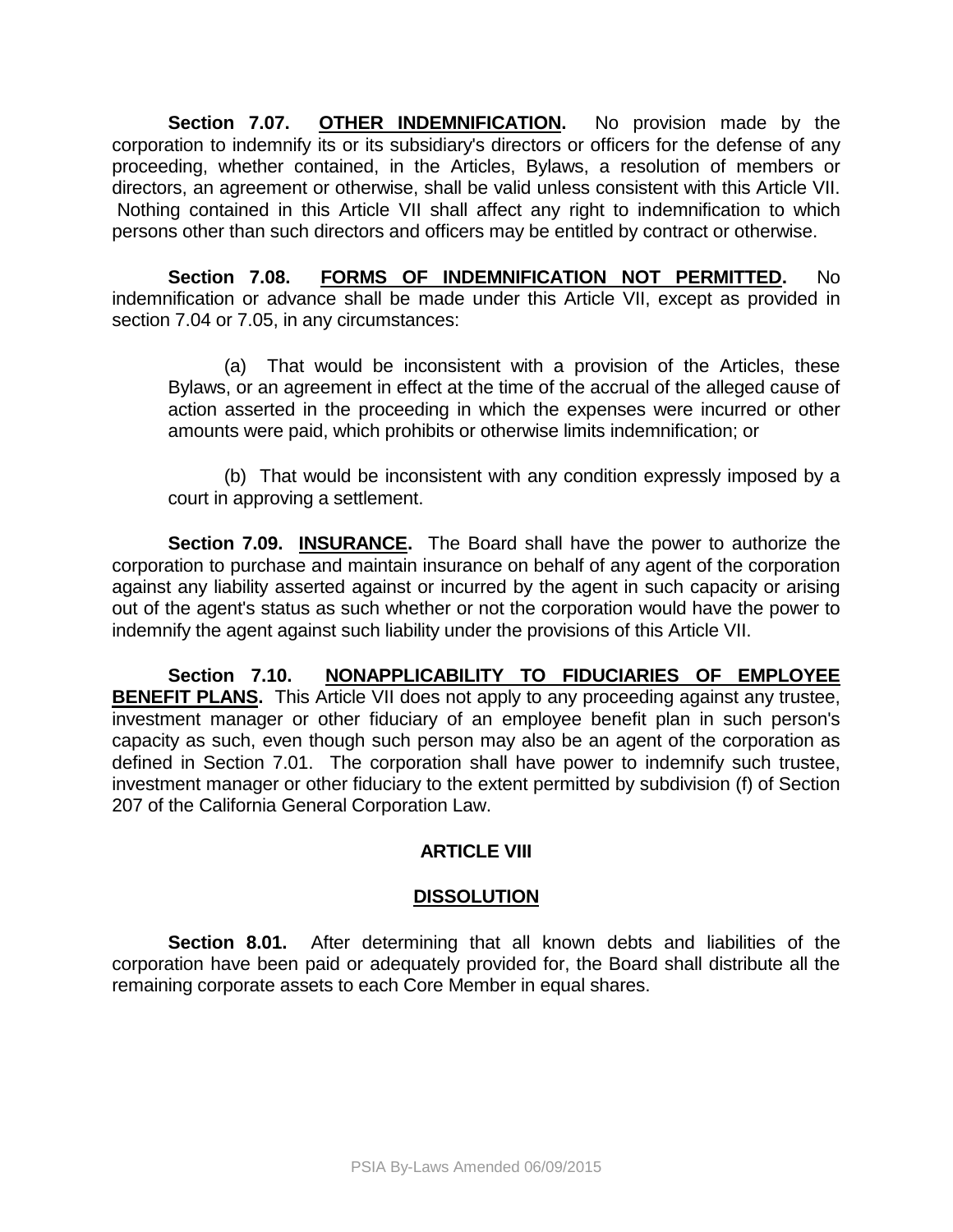**Section 7.07. OTHER INDEMNIFICATION.** No provision made by the corporation to indemnify its or its subsidiary's directors or officers for the defense of any proceeding, whether contained, in the Articles, Bylaws, a resolution of members or directors, an agreement or otherwise, shall be valid unless consistent with this Article VII. Nothing contained in this Article VII shall affect any right to indemnification to which persons other than such directors and officers may be entitled by contract or otherwise.

**Section 7.08. FORMS OF INDEMNIFICATION NOT PERMITTED.** No indemnification or advance shall be made under this Article VII, except as provided in section 7.04 or 7.05, in any circumstances:

(a) That would be inconsistent with a provision of the Articles, these Bylaws, or an agreement in effect at the time of the accrual of the alleged cause of action asserted in the proceeding in which the expenses were incurred or other amounts were paid, which prohibits or otherwise limits indemnification; or

(b) That would be inconsistent with any condition expressly imposed by a court in approving a settlement.

**Section 7.09. INSURANCE.** The Board shall have the power to authorize the corporation to purchase and maintain insurance on behalf of any agent of the corporation against any liability asserted against or incurred by the agent in such capacity or arising out of the agent's status as such whether or not the corporation would have the power to indemnify the agent against such liability under the provisions of this Article VII.

**Section 7.10. NONAPPLICABILITY TO FIDUCIARIES OF EMPLOYEE BENEFIT PLANS.** This Article VII does not apply to any proceeding against any trustee, investment manager or other fiduciary of an employee benefit plan in such person's capacity as such, even though such person may also be an agent of the corporation as defined in Section 7.01. The corporation shall have power to indemnify such trustee, investment manager or other fiduciary to the extent permitted by subdivision (f) of Section 207 of the California General Corporation Law.

## ARTICLE VIII

## DISSOLUTION

**Section 8.01.** After determining that all known debts and liabilities of the corporation have been paid or adequately provided for, the Board shall distribute all the remaining corporate assets to each Core Member in equal shares.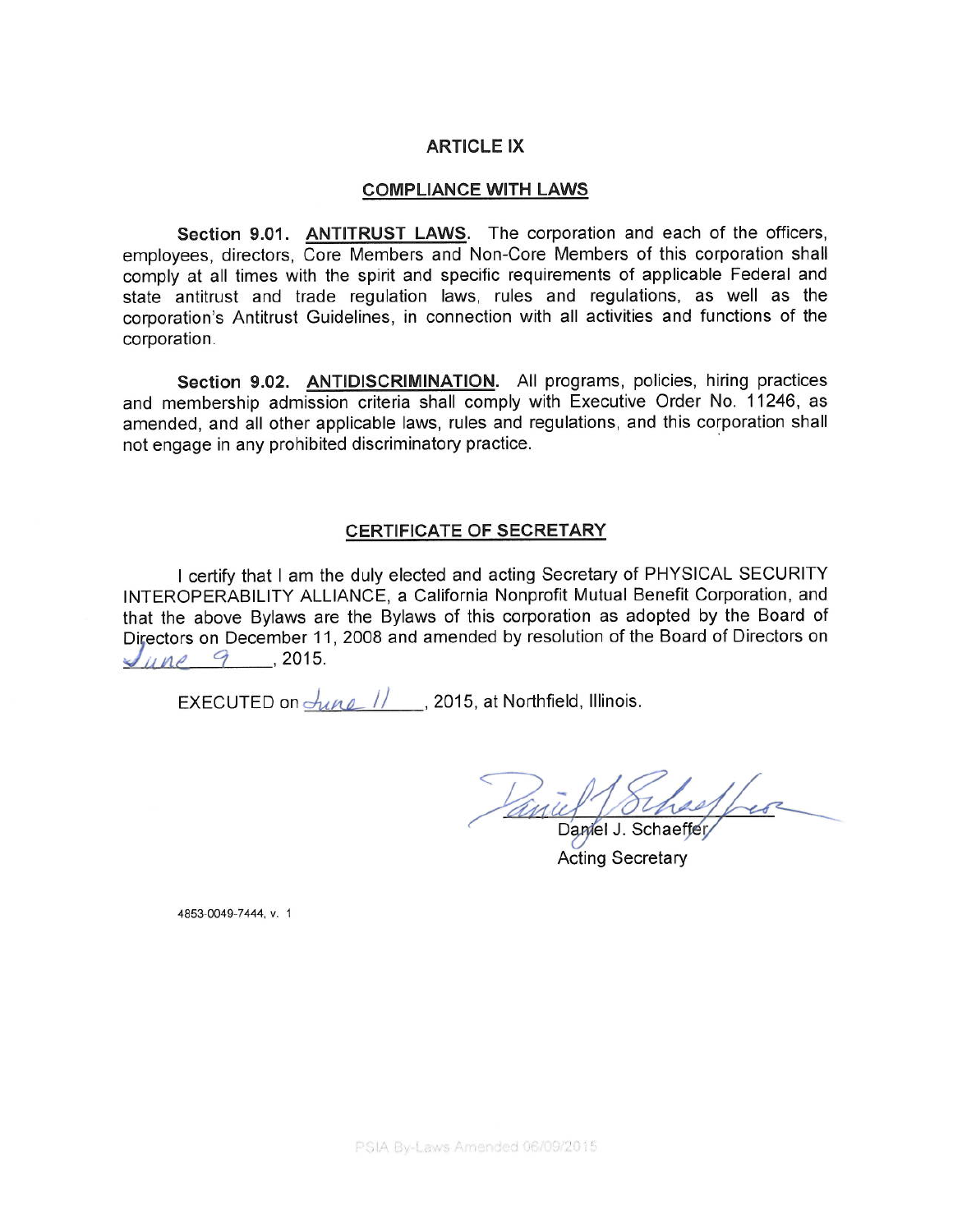## ARTICLE IX

### COMPLIANCE WITH LAWS

**Section 9.01. ANTITRUST LAWS.** The corporation and each of the officers, employees, directors, Core Members and Non-Core Members of this corporation shall comply at all times with the spirit and specific requirements of applicable Federal and state antitrust and trade regulation laws, rules and regulations, as well as the corporation's Antitrust Guidelines, in connection with all activities and functions of the corporation.

**Section 9.02. ANTIDISCRIMINATION.** All programs, policies, hiring practices and membership admission criteria shall comply with Executive Order No. 11246, as amended, and all other applicable laws, rules and regulations, and this corporation shall not engage in any prohibited discriminatory practice.

### CERTIFICATE OF SECRETARY

I certify that I am the duly elected and acting Secretary of PHYSICAL SECURITY INTEROPERABILITY ALLIANCE, a California Nonprofit Mutual Benefit Corporation, and that the above Bylaws are the Bylaws of this corporation as adopted by the Board of Directors on December 11, 2008 and amended by resolution of the Board of Directors on June 9, 2015.

EXECUTED on June 11, 2015, at Northfield, Illinois.

Daniel J. Schaeffer
Acting Secretary

4853-0049-7444, v. 1

PSIA By-Laws Amended 06/09/2015